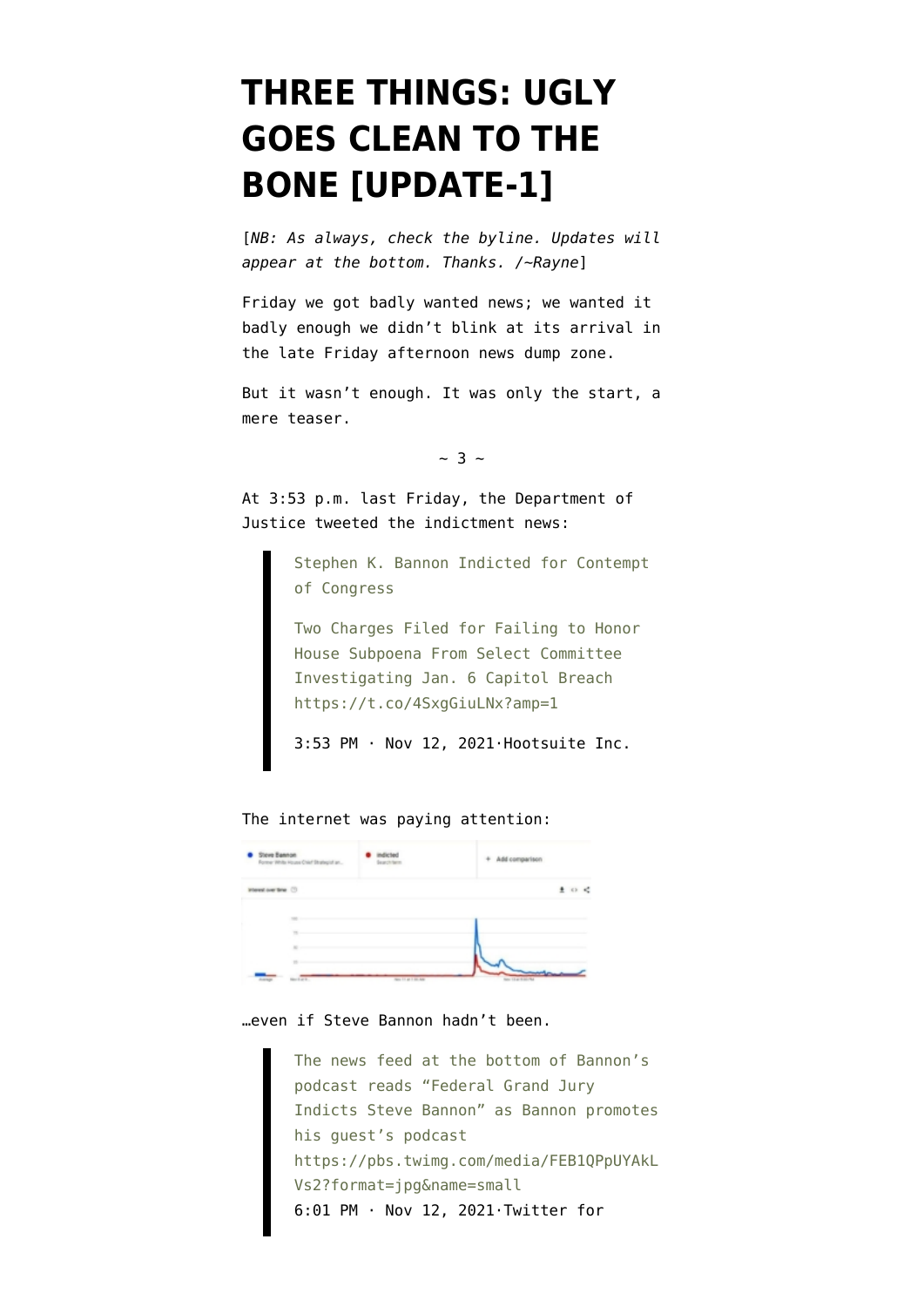# THREE THINGS: UGLY GOES CLEAN TO THE BONE [UPDATE-1]

[*NB: As always, check the byline. Updates will appear at the bottom. Thanks. /~Rayne*]

Friday we got badly wanted news; we wanted it badly enough we didn't blink at its arrival in the late Friday afternoon news dump zone.

But it wasn't enough. It was only the start, a mere teaser.

~ 3 ~

At 3:53 p.m. last Friday, the Department of Justice tweeted the indictment news:

> Stephen K. Bannon Indicted for Contempt of Congress
>
> Two Charges Filed for Failing to Honor House Subpoena From Select Committee Investigating Jan. 6 Capitol Breach https://t.co/4SxgGiuLNx?amp=1
>
> 3:53 PM · Nov 12, 2021·Hootsuite Inc.

The internet was paying attention:

…even if Steve Bannon hadn't been.

> The news feed at the bottom of Bannon's podcast reads "Federal Grand Jury Indicts Steve Bannon" as Bannon promotes his guest's podcast https://pbs.twimg.com/media/FEB1QPpUYAkLVs2?format=jpg&name=small
> 6:01 PM · Nov 12, 2021·Twitter for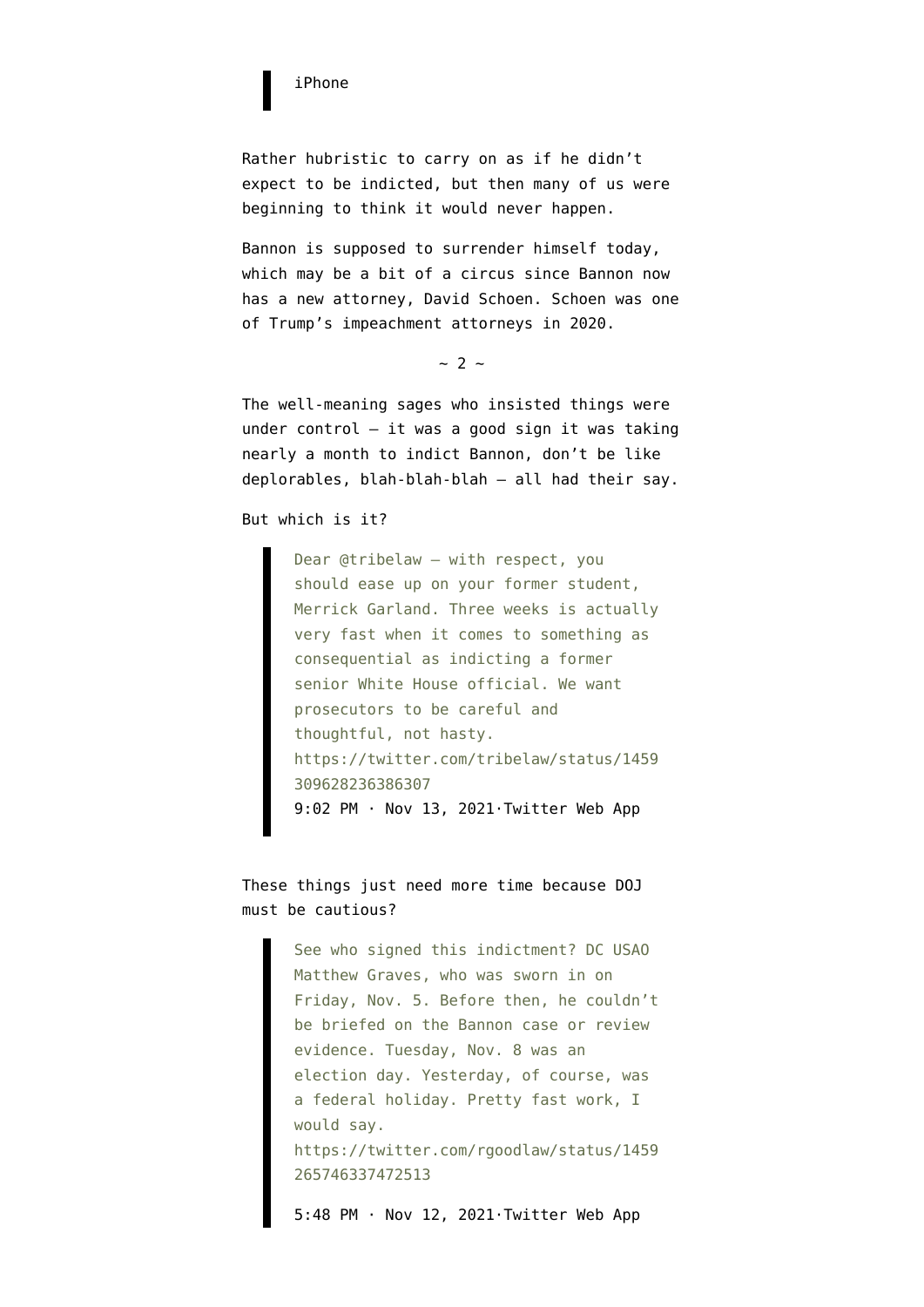> iPhone

Rather hubristic to carry on as if he didn't expect to be indicted, but then many of us were beginning to think it would never happen.

Bannon is supposed to surrender himself today, which may be a bit of a circus since Bannon now has a new attorney, David Schoen. Schoen was one of Trump's impeachment attorneys in 2020.

~ 2 ~

The well-meaning sages who insisted things were under control — it was a good sign it was taking nearly a month to indict Bannon, don't be like deplorables, blah-blah-blah — all had their say.

But which is it?

> Dear @tribelaw — with respect, you should ease up on your former student, Merrick Garland. Three weeks is actually very fast when it comes to something as consequential as indicting a former senior White House official. We want prosecutors to be careful and thoughtful, not hasty. https://twitter.com/tribelaw/status/1459309628236386307
> 9:02 PM · Nov 13, 2021·Twitter Web App

These things just need more time because DOJ must be cautious?

> See who signed this indictment? DC USAO Matthew Graves, who was sworn in on Friday, Nov. 5. Before then, he couldn't be briefed on the Bannon case or review evidence. Tuesday, Nov. 8 was an election day. Yesterday, of course, was a federal holiday. Pretty fast work, I would say. https://twitter.com/rgoodlaw/status/1459265746337472513
>
> 5:48 PM · Nov 12, 2021·Twitter Web App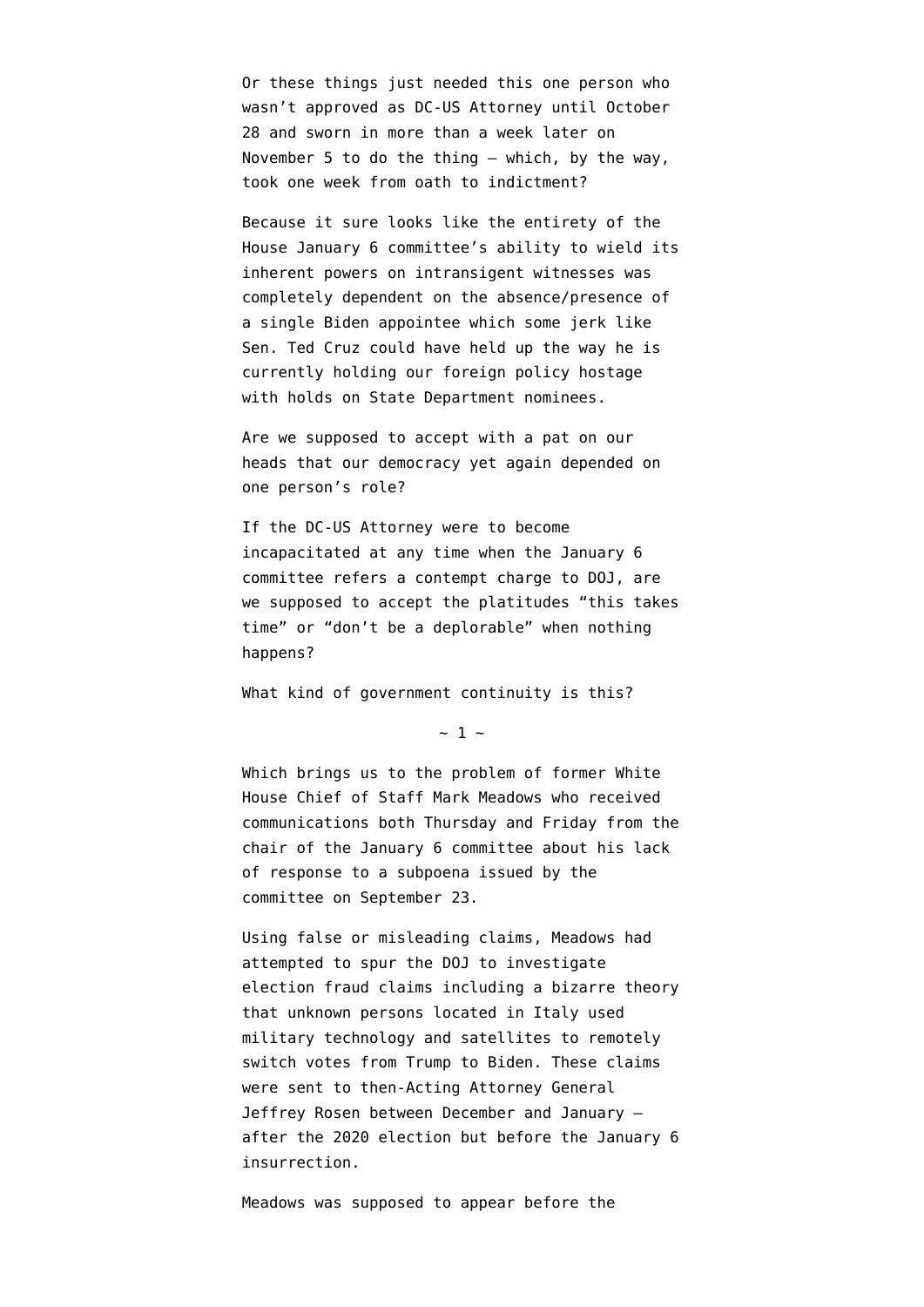Or these things just needed this one person who wasn't approved as DC-US Attorney until October 28 and sworn in more than a week later on November 5 to do the thing — which, by the way, took one week from oath to indictment?

Because it sure looks like the entirety of the House January 6 committee's ability to wield its inherent powers on intransigent witnesses was completely dependent on the absence/presence of a single Biden appointee which some jerk like Sen. Ted Cruz could have held up the way he is currently holding our foreign policy hostage with holds on State Department nominees.

Are we supposed to accept with a pat on our heads that our democracy yet again depended on one person's role?

If the DC-US Attorney were to become incapacitated at any time when the January 6 committee refers a contempt charge to DOJ, are we supposed to accept the platitudes "this takes time" or "don't be a deplorable" when nothing happens?

What kind of government continuity is this?

~ 1 ~

Which brings us to the problem of former White House Chief of Staff Mark Meadows who received communications both Thursday and Friday from the chair of the January 6 committee about his lack of response to a subpoena issued by the committee on September 23.

Using false or misleading claims, Meadows had attempted to spur the DOJ to investigate election fraud claims including a bizarre theory that unknown persons located in Italy used military technology and satellites to remotely switch votes from Trump to Biden. These claims were sent to then-Acting Attorney General Jeffrey Rosen between December and January — after the 2020 election but before the January 6 insurrection.

Meadows was supposed to appear before the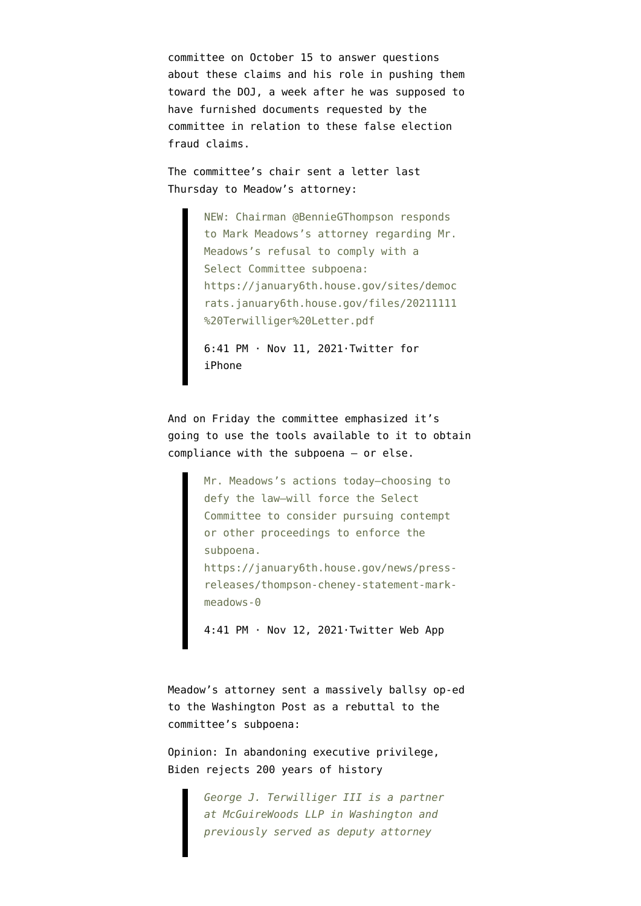committee on October 15 to answer questions about these claims and his role in pushing them toward the DOJ, a week after he was supposed to have furnished documents requested by the committee in relation to these false election fraud claims.

The committee's chair sent a letter last Thursday to Meadow's attorney:

> NEW: Chairman @BennieGThompson responds to Mark Meadows's attorney regarding Mr. Meadows's refusal to comply with a Select Committee subpoena: https://january6th.house.gov/sites/democrats.january6th.house.gov/files/20211111%20Terwilliger%20Letter.pdf
>
> 6:41 PM · Nov 11, 2021·Twitter for iPhone

And on Friday the committee emphasized it's going to use the tools available to it to obtain compliance with the subpoena — or else.

> Mr. Meadows's actions today—choosing to defy the law—will force the Select Committee to consider pursuing contempt or other proceedings to enforce the subpoena. https://january6th.house.gov/news/press-releases/thompson-cheney-statement-mark-meadows-0
>
> 4:41 PM · Nov 12, 2021·Twitter Web App

Meadow's attorney sent a massively ballsy op-ed to the Washington Post as a rebuttal to the committee's subpoena:

Opinion: In abandoning executive privilege, Biden rejects 200 years of history

> *George J. Terwilliger III is a partner at McGuireWoods LLP in Washington and previously served as deputy attorney*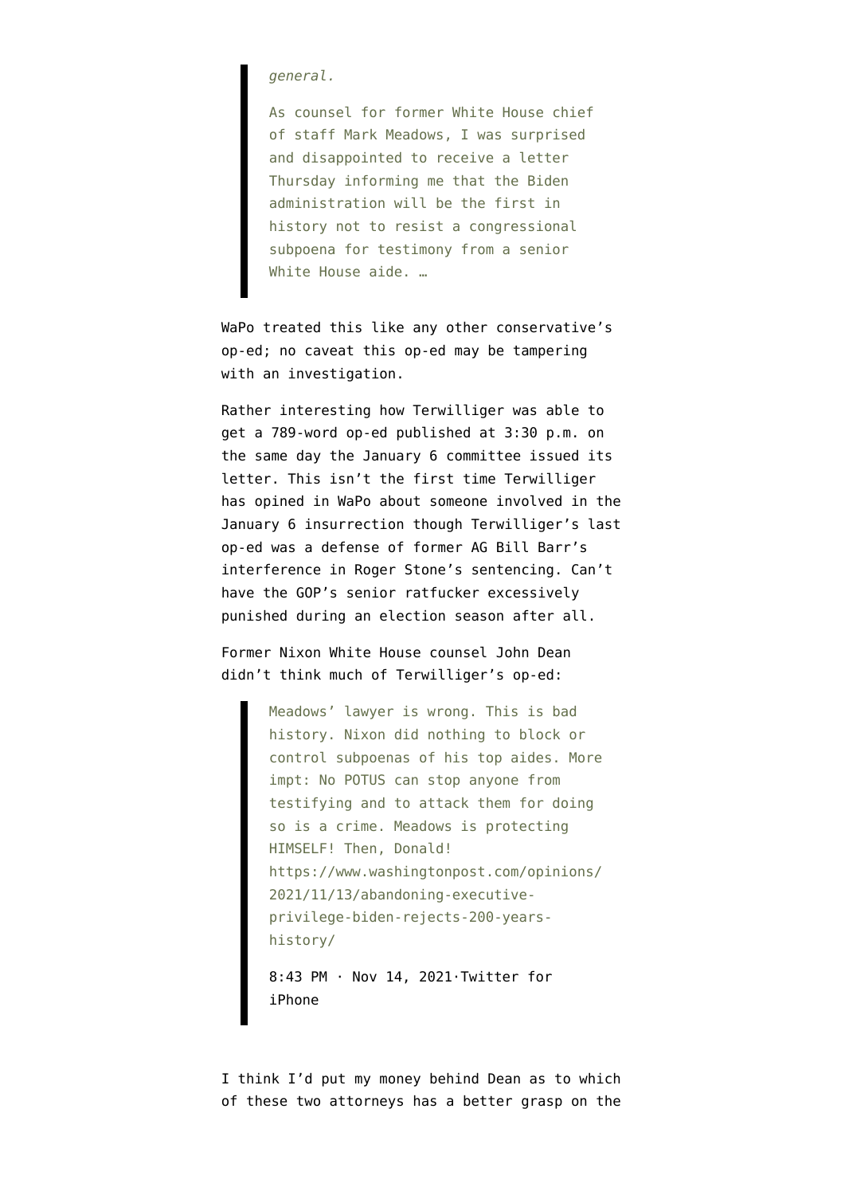> *general.*
>
> As counsel for former White House chief of staff Mark Meadows, I was surprised and disappointed to receive a letter Thursday informing me that the Biden administration will be the first in history not to resist a congressional subpoena for testimony from a senior White House aide. …

WaPo treated this like any other conservative's op-ed; no caveat this op-ed may be tampering with an investigation.

Rather interesting how Terwilliger was able to get a 789-word op-ed published at 3:30 p.m. on the same day the January 6 committee issued its letter. This isn't the first time Terwilliger has opined in WaPo about someone involved in the January 6 insurrection though Terwilliger's last op-ed was a defense of former AG Bill Barr's interference in Roger Stone's sentencing. Can't have the GOP's senior ratfucker excessively punished during an election season after all.

Former Nixon White House counsel John Dean didn't think much of Terwilliger's op-ed:

> Meadows' lawyer is wrong. This is bad history. Nixon did nothing to block or control subpoenas of his top aides. More impt: No POTUS can stop anyone from testifying and to attack them for doing so is a crime. Meadows is protecting HIMSELF! Then, Donald! https://www.washingtonpost.com/opinions/2021/11/13/abandoning-executive-privilege-biden-rejects-200-years-history/
>
> 8:43 PM · Nov 14, 2021·Twitter for iPhone

I think I'd put my money behind Dean as to which of these two attorneys has a better grasp on the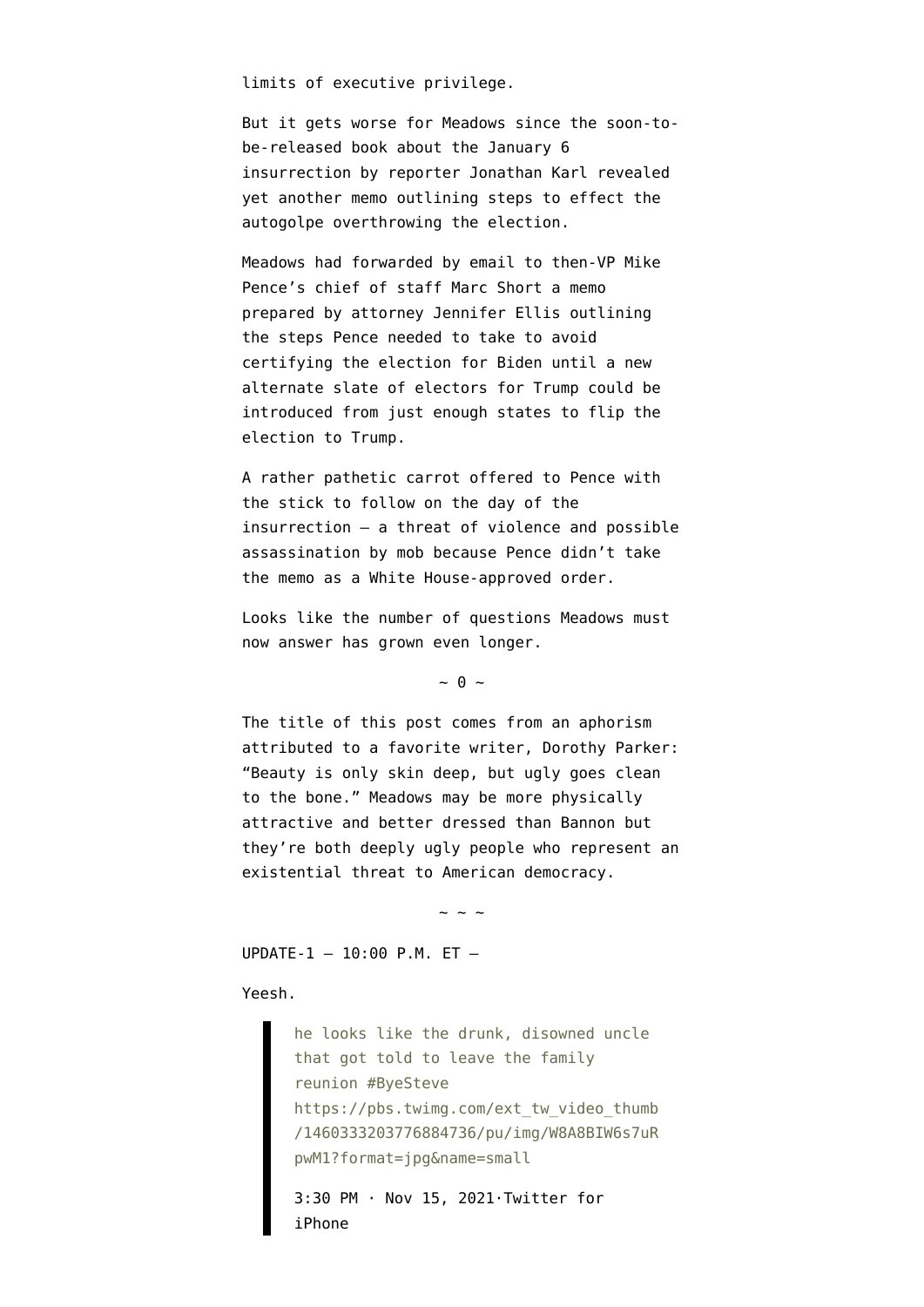limits of executive privilege.

But it gets worse for Meadows since the soon-to-be-released book about the January 6 insurrection by reporter Jonathan Karl revealed yet another memo outlining steps to effect the autogolpe overthrowing the election.

Meadows had forwarded by email to then-VP Mike Pence's chief of staff Marc Short a memo prepared by attorney Jennifer Ellis outlining the steps Pence needed to take to avoid certifying the election for Biden until a new alternate slate of electors for Trump could be introduced from just enough states to flip the election to Trump.

A rather pathetic carrot offered to Pence with the stick to follow on the day of the insurrection — a threat of violence and possible assassination by mob because Pence didn't take the memo as a White House-approved order.

Looks like the number of questions Meadows must now answer has grown even longer.

~ 0 ~

The title of this post comes from an aphorism attributed to a favorite writer, Dorothy Parker: "Beauty is only skin deep, but ugly goes clean to the bone." Meadows may be more physically attractive and better dressed than Bannon but they're both deeply ugly people who represent an existential threat to American democracy.

~ ~ ~

UPDATE-1 — 10:00 P.M. ET —

Yeesh.

> he looks like the drunk, disowned uncle that got told to leave the family reunion #ByeSteve https://pbs.twimg.com/ext_tw_video_thumb/1460333203776884736/pu/img/W8A8BIW6s7uRpwM1?format=jpg&name=small
>
> 3:30 PM · Nov 15, 2021·Twitter for iPhone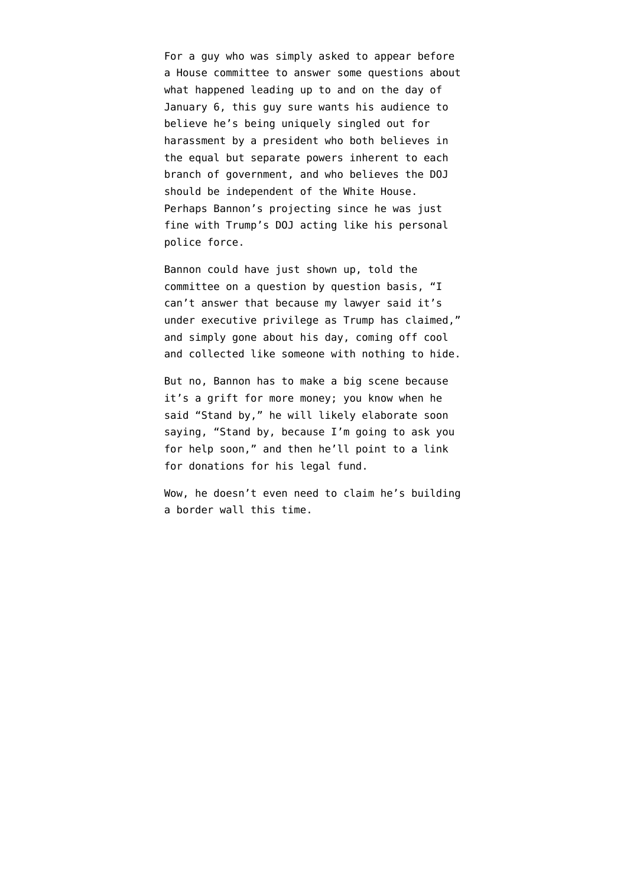For a guy who was simply asked to appear before a House committee to answer some questions about what happened leading up to and on the day of January 6, this guy sure wants his audience to believe he's being uniquely singled out for harassment by a president who both believes in the equal but separate powers inherent to each branch of government, and who believes the DOJ should be independent of the White House. Perhaps Bannon's projecting since he was just fine with Trump's DOJ acting like his personal police force.

Bannon could have just shown up, told the committee on a question by question basis, "I can't answer that because my lawyer said it's under executive privilege as Trump has claimed," and simply gone about his day, coming off cool and collected like someone with nothing to hide.

But no, Bannon has to make a big scene because it's a grift for more money; you know when he said "Stand by," he will likely elaborate soon saying, "Stand by, because I'm going to ask you for help soon," and then he'll point to a link for donations for his legal fund.

Wow, he doesn't even need to claim he's building a border wall this time.